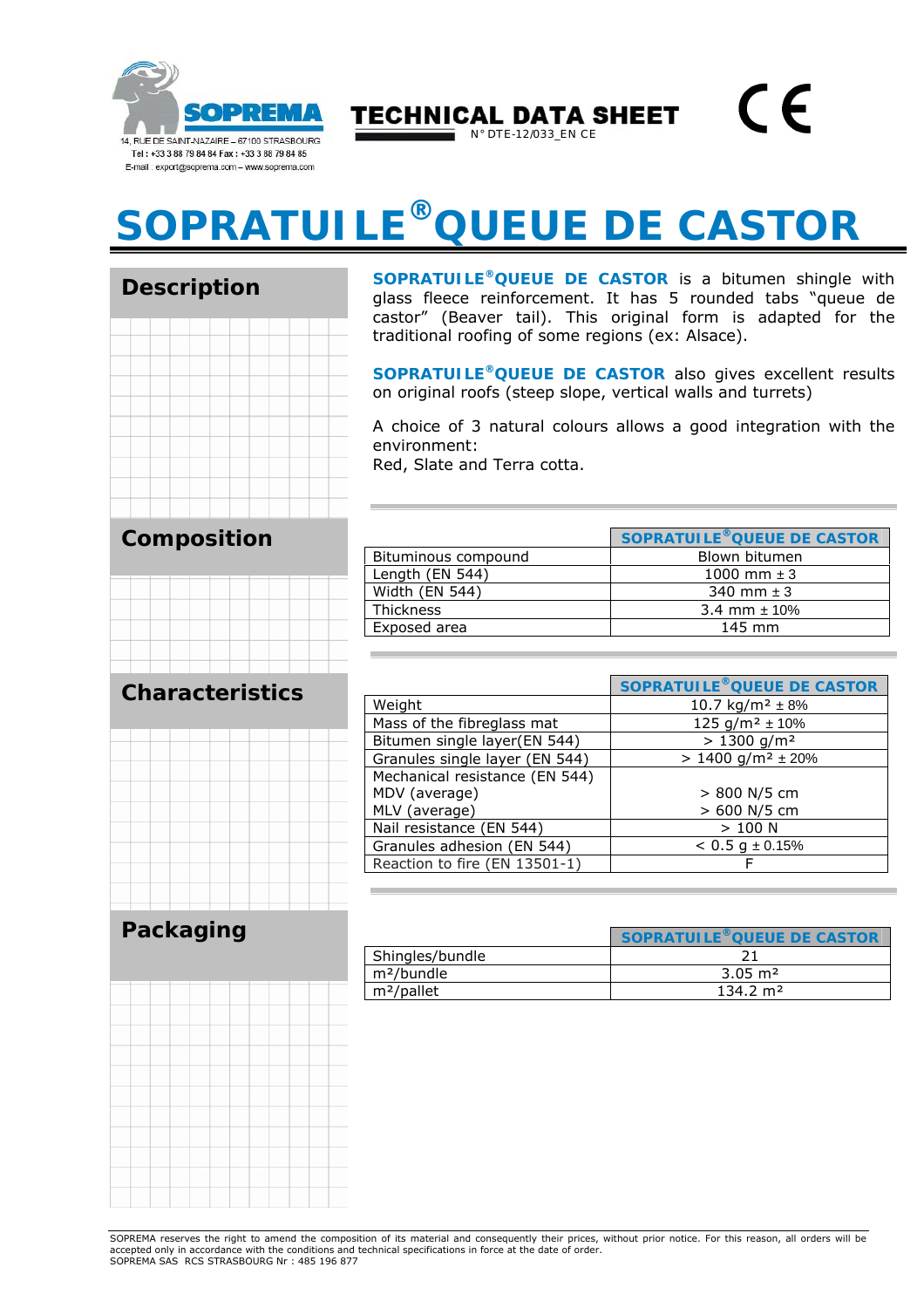SOPREMA

14, RUE DE SAINT-NAZAIRE – 67100 STRASBOURG
Tel : +33 3 88 79 84 84 Fax : +33 3 88 79 84 85
E-mail : export@soprema.com – www.soprema.com

**TECHNICAL DATA SHEET**
N° DTE-12/033_EN CE

CE

# SOPRATUILE®QUEUE DE CASTOR

## Description

**SOPRATUILE®QUEUE DE CASTOR** is a bitumen shingle with glass fleece reinforcement. It has 5 rounded tabs "queue de castor" (Beaver tail). This original form is adapted for the traditional roofing of some regions (ex: Alsace).

**SOPRATUILE®QUEUE DE CASTOR** also gives excellent results on original roofs (steep slope, vertical walls and turrets)

A choice of 3 natural colours allows a good integration with the environment:
Red, Slate and Terra cotta.

## Composition

| | SOPRATUILE®QUEUE DE CASTOR |
|---|---|
| Bituminous compound | Blown bitumen |
| Length (EN 544) | 1000 mm ± 3 |
| Width (EN 544) | 340 mm ± 3 |
| Thickness | 3.4 mm ± 10% |
| Exposed area | 145 mm |

## Characteristics

| | SOPRATUILE®QUEUE DE CASTOR |
|---|---|
| Weight | 10.7 kg/m² ± 8% |
| Mass of the fibreglass mat | 125 g/m² ± 10% |
| Bitumen single layer(EN 544) | > 1300 g/m² |
| Granules single layer (EN 544) | > 1400 g/m² ± 20% |
| Mechanical resistance (EN 544) | |
| MDV (average) | > 800 N/5 cm |
| MLV (average) | > 600 N/5 cm |
| Nail resistance (EN 544) | > 100 N |
| Granules adhesion (EN 544) | < 0.5 g ± 0.15% |
| Reaction to fire (EN 13501-1) | F |

## Packaging

| | SOPRATUILE®QUEUE DE CASTOR |
|---|---|
| Shingles/bundle | 21 |
| m²/bundle | 3.05 m² |
| m²/pallet | 134.2 m² |

SOPREMA reserves the right to amend the composition of its material and consequently their prices, without prior notice. For this reason, all orders will be accepted only in accordance with the conditions and technical specifications in force at the date of order.
SOPREMA SAS RCS STRASBOURG Nr : 485 196 877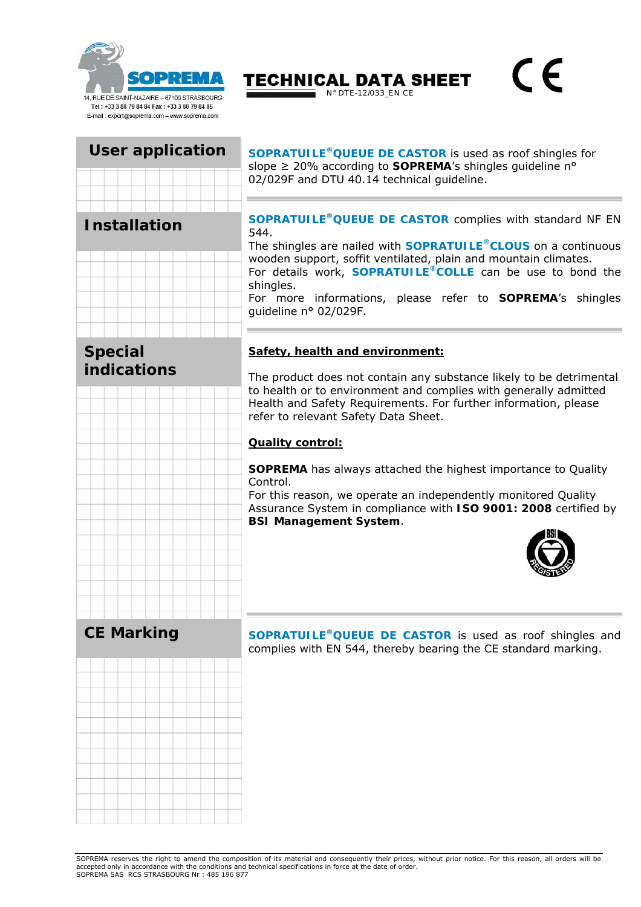SOPREMA

14, RUE DE SAINT-NAZAIRE – 67100 STRASBOURG
Tel : +33 3 88 79 84 84 Fax : +33 3 88 79 84 85
E-mail : export@soprema.com – www.soprema.com

# TECHNICAL DATA SHEET

N° DTE-12/033_EN CE

CE

## User application

**SOPRATUILE®QUEUE DE CASTOR** is used as roof shingles for slope ≥ 20% according to **SOPREMA**'s shingles guideline n° 02/029F and DTU 40.14 technical guideline.

## Installation

**SOPRATUILE®QUEUE DE CASTOR** complies with standard NF EN 544.
The shingles are nailed with **SOPRATUILE®CLOUS** on a continuous wooden support, soffit ventilated, plain and mountain climates.
For details work, **SOPRATUILE®COLLE** can be use to bond the shingles.
For more informations, please refer to **SOPREMA**'s shingles guideline n° 02/029F.

## Special indications

**Safety, health and environment:**

The product does not contain any substance likely to be detrimental to health or to environment and complies with generally admitted Health and Safety Requirements. For further information, please refer to relevant Safety Data Sheet.

**Quality control:**

**SOPREMA** has always attached the highest importance to Quality Control.
For this reason, we operate an independently monitored Quality Assurance System in compliance with **ISO 9001: 2008** certified by **BSI Management System**.

BSI REGISTERED

## CE Marking

**SOPRATUILE®QUEUE DE CASTOR** is used as roof shingles and complies with EN 544, thereby bearing the CE standard marking.

SOPREMA reserves the right to amend the composition of its material and consequently their prices, without prior notice. For this reason, all orders will be accepted only in accordance with the conditions and technical specifications in force at the date of order.
SOPREMA SAS RCS STRASBOURG Nr : 485 196 877